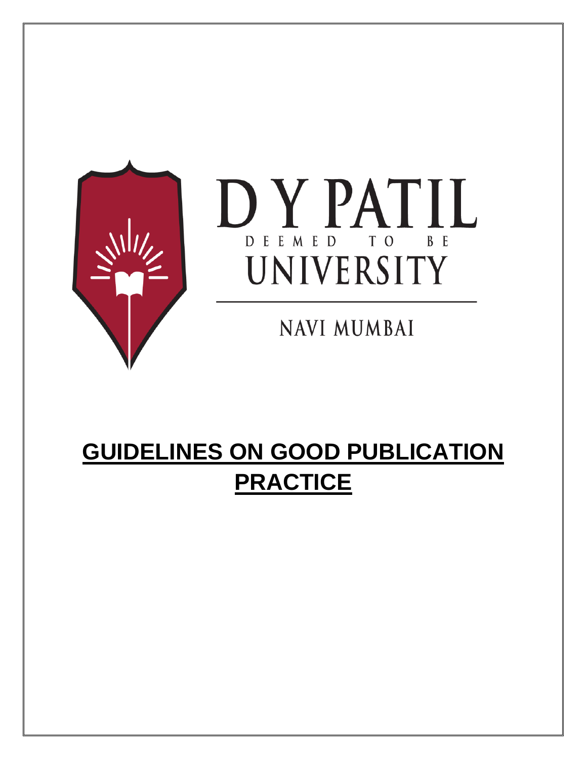D Y PATIL

DEEMED TO BE

UNIVERSITY

NAVI MUMBAI

# GUIDELINES ON GOOD PUBLICATION PRACTICE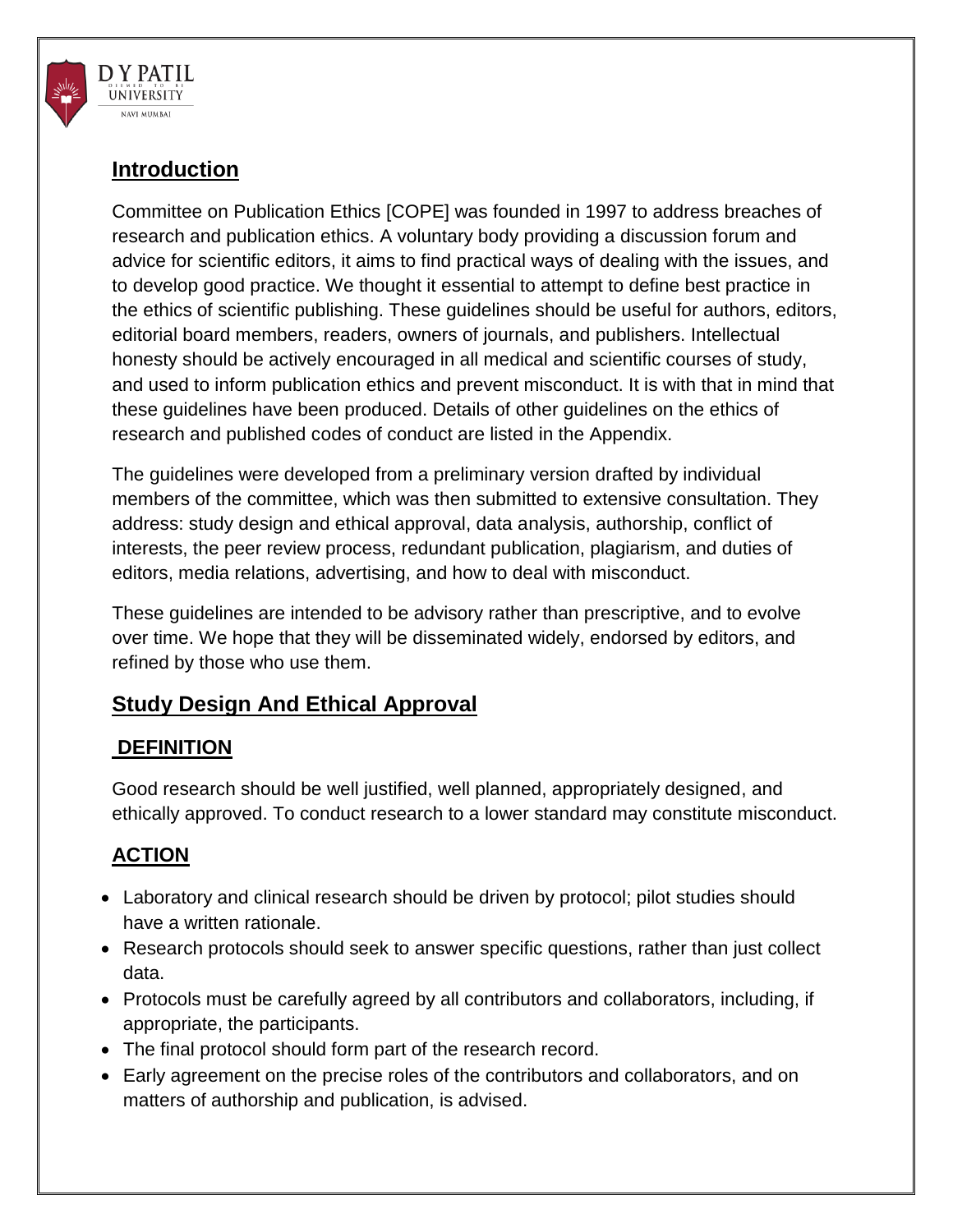## Introduction

Committee on Publication Ethics [COPE] was founded in 1997 to address breaches of research and publication ethics. A voluntary body providing a discussion forum and advice for scientific editors, it aims to find practical ways of dealing with the issues, and to develop good practice. We thought it essential to attempt to define best practice in the ethics of scientific publishing. These guidelines should be useful for authors, editors, editorial board members, readers, owners of journals, and publishers. Intellectual honesty should be actively encouraged in all medical and scientific courses of study, and used to inform publication ethics and prevent misconduct. It is with that in mind that these guidelines have been produced. Details of other guidelines on the ethics of research and published codes of conduct are listed in the Appendix.

The guidelines were developed from a preliminary version drafted by individual members of the committee, which was then submitted to extensive consultation. They address: study design and ethical approval, data analysis, authorship, conflict of interests, the peer review process, redundant publication, plagiarism, and duties of editors, media relations, advertising, and how to deal with misconduct.

These guidelines are intended to be advisory rather than prescriptive, and to evolve over time. We hope that they will be disseminated widely, endorsed by editors, and refined by those who use them.

## Study Design And Ethical Approval

### DEFINITION

Good research should be well justified, well planned, appropriately designed, and ethically approved. To conduct research to a lower standard may constitute misconduct.

### ACTION

- Laboratory and clinical research should be driven by protocol; pilot studies should have a written rationale.
- Research protocols should seek to answer specific questions, rather than just collect data.
- Protocols must be carefully agreed by all contributors and collaborators, including, if appropriate, the participants.
- The final protocol should form part of the research record.
- Early agreement on the precise roles of the contributors and collaborators, and on matters of authorship and publication, is advised.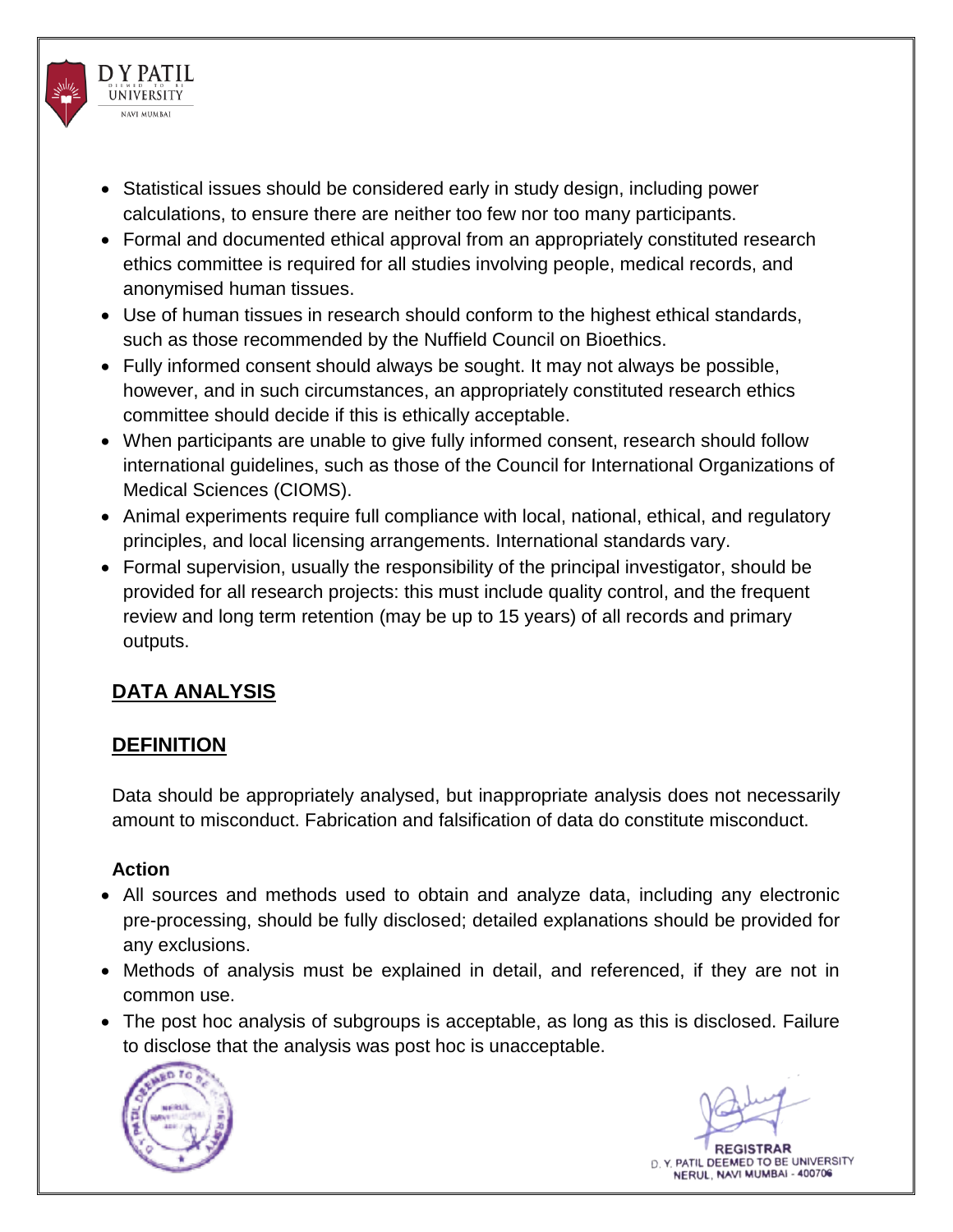- Statistical issues should be considered early in study design, including power calculations, to ensure there are neither too few nor too many participants.
- Formal and documented ethical approval from an appropriately constituted research ethics committee is required for all studies involving people, medical records, and anonymised human tissues.
- Use of human tissues in research should conform to the highest ethical standards, such as those recommended by the Nuffield Council on Bioethics.
- Fully informed consent should always be sought. It may not always be possible, however, and in such circumstances, an appropriately constituted research ethics committee should decide if this is ethically acceptable.
- When participants are unable to give fully informed consent, research should follow international guidelines, such as those of the Council for International Organizations of Medical Sciences (CIOMS).
- Animal experiments require full compliance with local, national, ethical, and regulatory principles, and local licensing arrangements. International standards vary.
- Formal supervision, usually the responsibility of the principal investigator, should be provided for all research projects: this must include quality control, and the frequent review and long term retention (may be up to 15 years) of all records and primary outputs.

## DATA ANALYSIS

## DEFINITION

Data should be appropriately analysed, but inappropriate analysis does not necessarily amount to misconduct. Fabrication and falsification of data do constitute misconduct.

**Action**

- All sources and methods used to obtain and analyze data, including any electronic pre-processing, should be fully disclosed; detailed explanations should be provided for any exclusions.
- Methods of analysis must be explained in detail, and referenced, if they are not in common use.
- The post hoc analysis of subgroups is acceptable, as long as this is disclosed. Failure to disclose that the analysis was post hoc is unacceptable.

REGISTRAR
D. Y. PATIL DEEMED TO BE UNIVERSITY
NERUL, NAVI MUMBAI - 400706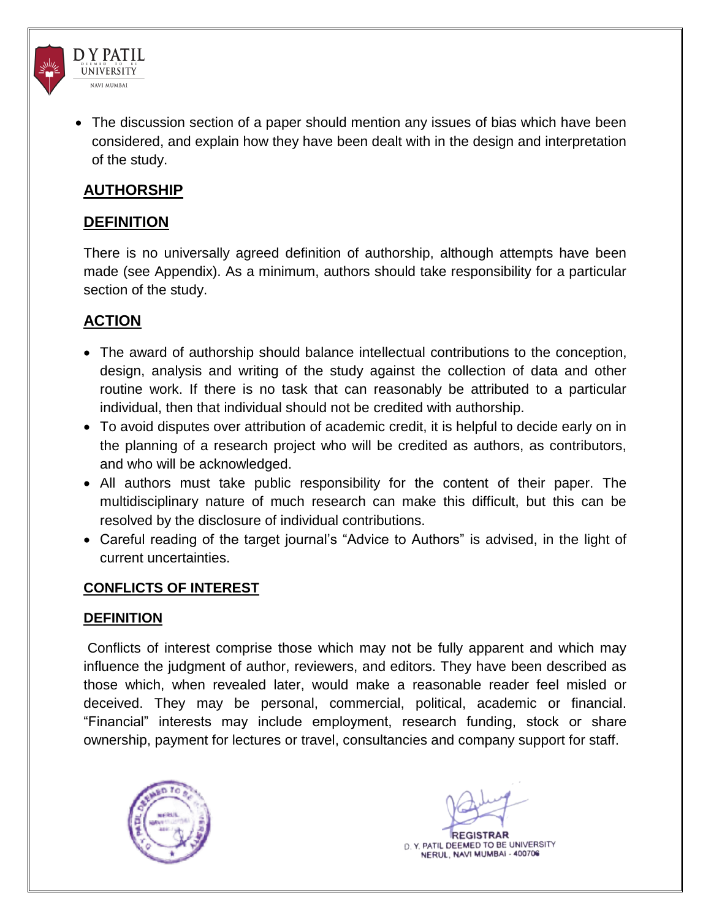- The discussion section of a paper should mention any issues of bias which have been considered, and explain how they have been dealt with in the design and interpretation of the study.

## AUTHORSHIP

### DEFINITION

There is no universally agreed definition of authorship, although attempts have been made (see Appendix). As a minimum, authors should take responsibility for a particular section of the study.

### ACTION

- The award of authorship should balance intellectual contributions to the conception, design, analysis and writing of the study against the collection of data and other routine work. If there is no task that can reasonably be attributed to a particular individual, then that individual should not be credited with authorship.
- To avoid disputes over attribution of academic credit, it is helpful to decide early on in the planning of a research project who will be credited as authors, as contributors, and who will be acknowledged.
- All authors must take public responsibility for the content of their paper. The multidisciplinary nature of much research can make this difficult, but this can be resolved by the disclosure of individual contributions.
- Careful reading of the target journal's "Advice to Authors" is advised, in the light of current uncertainties.

## CONFLICTS OF INTEREST

### DEFINITION

Conflicts of interest comprise those which may not be fully apparent and which may influence the judgment of author, reviewers, and editors. They have been described as those which, when revealed later, would make a reasonable reader feel misled or deceived. They may be personal, commercial, political, academic or financial. "Financial" interests may include employment, research funding, stock or share ownership, payment for lectures or travel, consultancies and company support for staff.

REGISTRAR
D. Y. PATIL DEEMED TO BE UNIVERSITY
NERUL, NAVI MUMBAI - 400706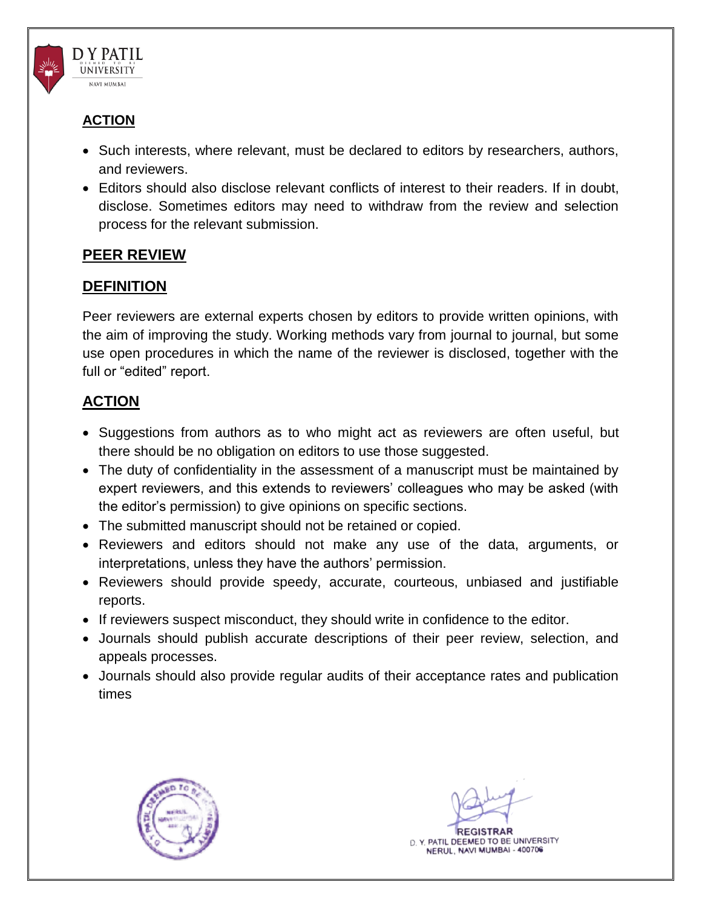## ACTION

- Such interests, where relevant, must be declared to editors by researchers, authors, and reviewers.
- Editors should also disclose relevant conflicts of interest to their readers. If in doubt, disclose. Sometimes editors may need to withdraw from the review and selection process for the relevant submission.

## PEER REVIEW

## DEFINITION

Peer reviewers are external experts chosen by editors to provide written opinions, with the aim of improving the study. Working methods vary from journal to journal, but some use open procedures in which the name of the reviewer is disclosed, together with the full or "edited" report.

## ACTION

- Suggestions from authors as to who might act as reviewers are often useful, but there should be no obligation on editors to use those suggested.
- The duty of confidentiality in the assessment of a manuscript must be maintained by expert reviewers, and this extends to reviewers' colleagues who may be asked (with the editor's permission) to give opinions on specific sections.
- The submitted manuscript should not be retained or copied.
- Reviewers and editors should not make any use of the data, arguments, or interpretations, unless they have the authors' permission.
- Reviewers should provide speedy, accurate, courteous, unbiased and justifiable reports.
- If reviewers suspect misconduct, they should write in confidence to the editor.
- Journals should publish accurate descriptions of their peer review, selection, and appeals processes.
- Journals should also provide regular audits of their acceptance rates and publication times

REGISTRAR
D. Y. PATIL DEEMED TO BE UNIVERSITY
NERUL, NAVI MUMBAI - 400706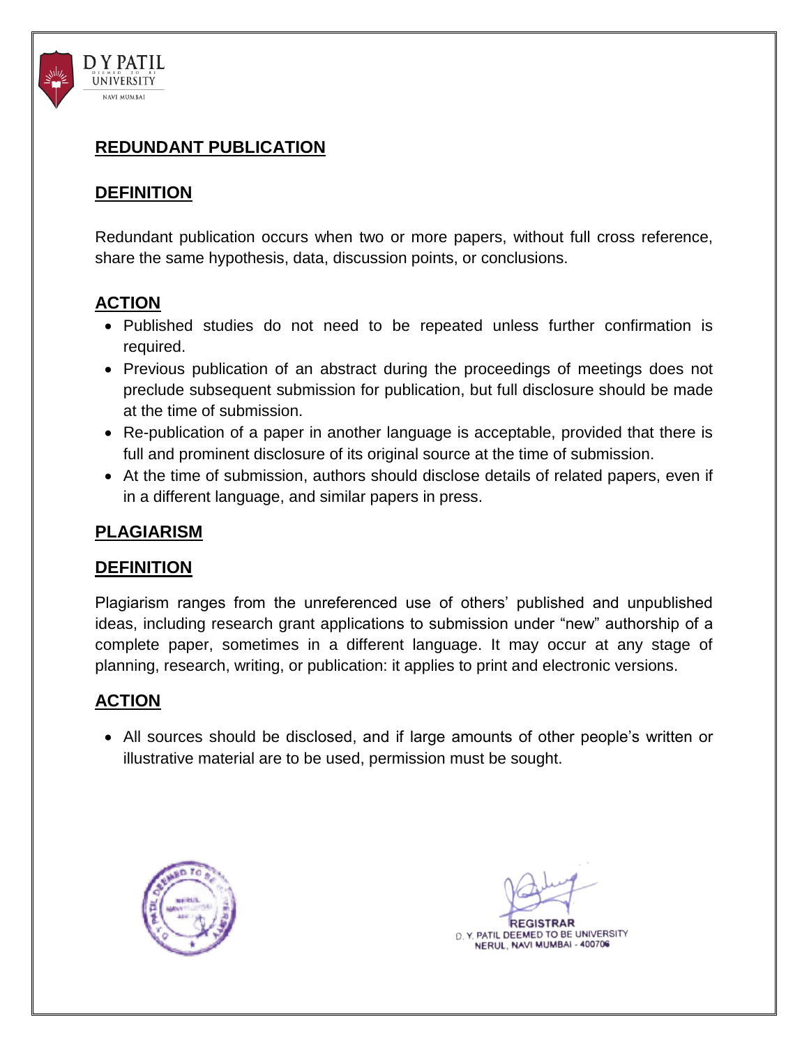## REDUNDANT PUBLICATION

### DEFINITION

Redundant publication occurs when two or more papers, without full cross reference, share the same hypothesis, data, discussion points, or conclusions.

### ACTION

- Published studies do not need to be repeated unless further confirmation is required.
- Previous publication of an abstract during the proceedings of meetings does not preclude subsequent submission for publication, but full disclosure should be made at the time of submission.
- Re-publication of a paper in another language is acceptable, provided that there is full and prominent disclosure of its original source at the time of submission.
- At the time of submission, authors should disclose details of related papers, even if in a different language, and similar papers in press.

## PLAGIARISM

### DEFINITION

Plagiarism ranges from the unreferenced use of others' published and unpublished ideas, including research grant applications to submission under "new" authorship of a complete paper, sometimes in a different language. It may occur at any stage of planning, research, writing, or publication: it applies to print and electronic versions.

### ACTION

- All sources should be disclosed, and if large amounts of other people's written or illustrative material are to be used, permission must be sought.

REGISTRAR
D. Y. PATIL DEEMED TO BE UNIVERSITY
NERUL, NAVI MUMBAI - 400706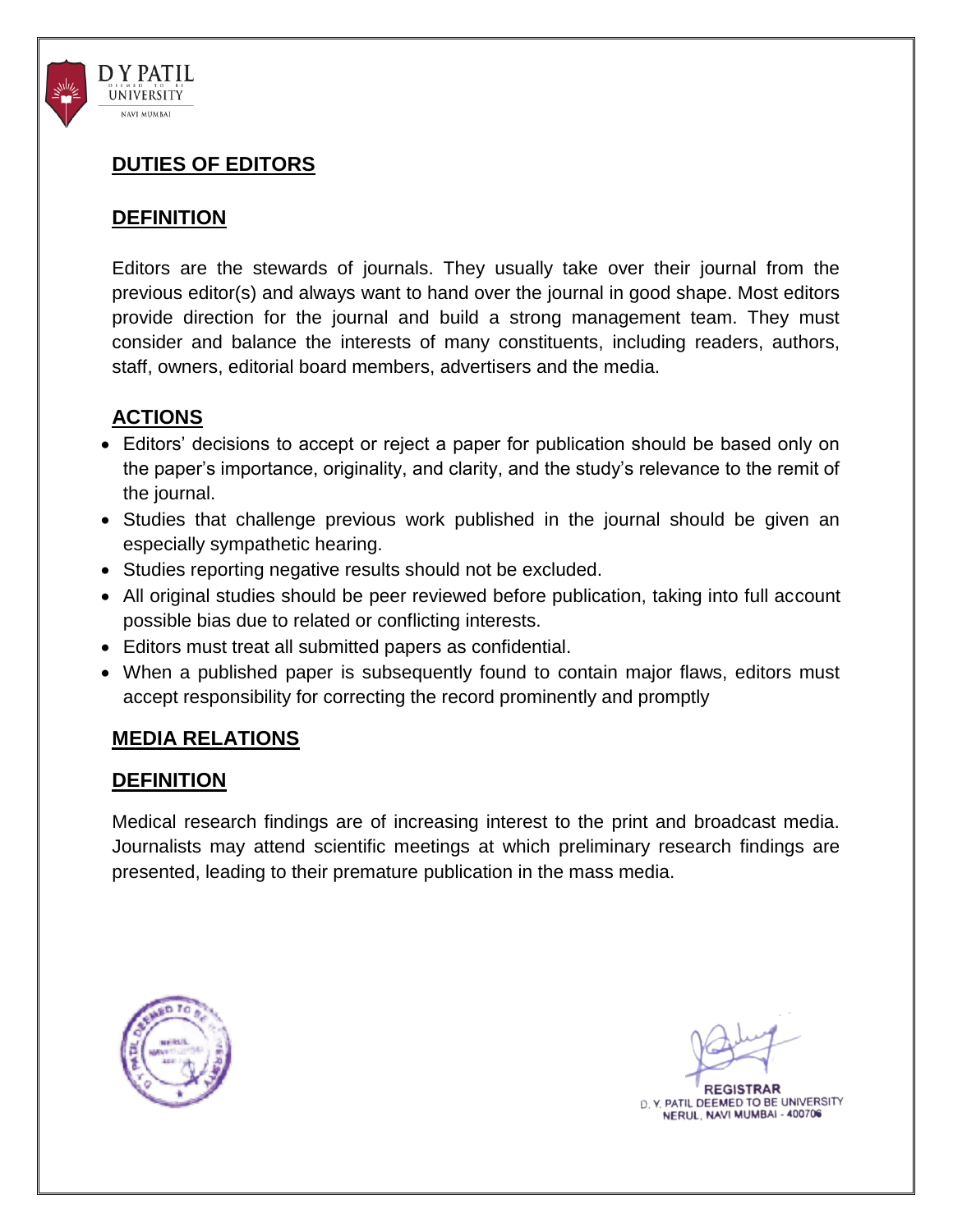## DUTIES OF EDITORS

### DEFINITION

Editors are the stewards of journals. They usually take over their journal from the previous editor(s) and always want to hand over the journal in good shape. Most editors provide direction for the journal and build a strong management team. They must consider and balance the interests of many constituents, including readers, authors, staff, owners, editorial board members, advertisers and the media.

### ACTIONS

- Editors' decisions to accept or reject a paper for publication should be based only on the paper's importance, originality, and clarity, and the study's relevance to the remit of the journal.
- Studies that challenge previous work published in the journal should be given an especially sympathetic hearing.
- Studies reporting negative results should not be excluded.
- All original studies should be peer reviewed before publication, taking into full account possible bias due to related or conflicting interests.
- Editors must treat all submitted papers as confidential.
- When a published paper is subsequently found to contain major flaws, editors must accept responsibility for correcting the record prominently and promptly

## MEDIA RELATIONS

### DEFINITION

Medical research findings are of increasing interest to the print and broadcast media. Journalists may attend scientific meetings at which preliminary research findings are presented, leading to their premature publication in the mass media.

REGISTRAR
D. Y. PATIL DEEMED TO BE UNIVERSITY
NERUL, NAVI MUMBAI - 400706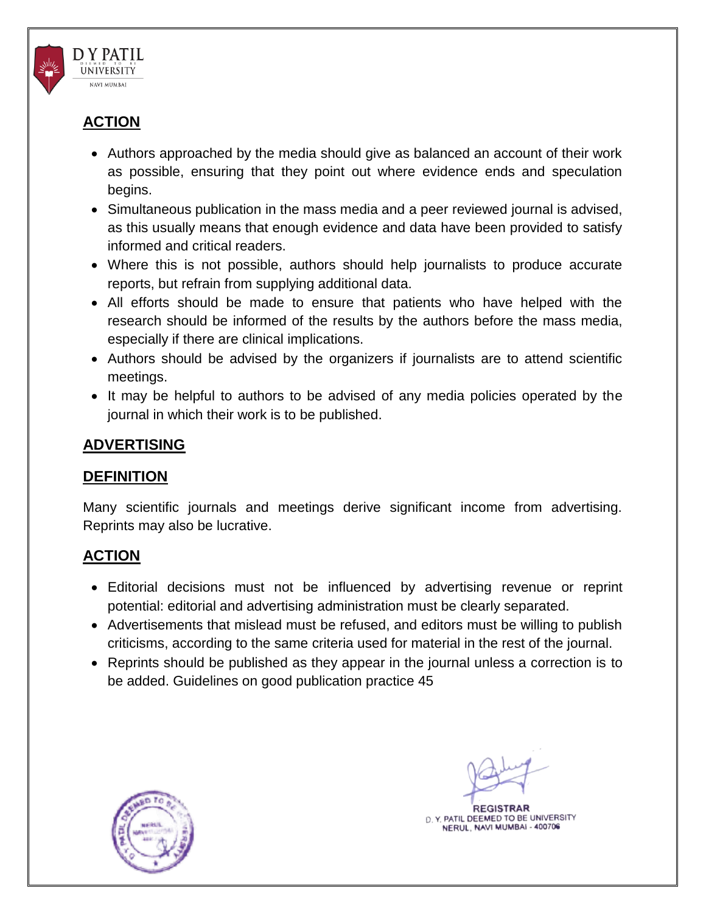## ACTION

- Authors approached by the media should give as balanced an account of their work as possible, ensuring that they point out where evidence ends and speculation begins.
- Simultaneous publication in the mass media and a peer reviewed journal is advised, as this usually means that enough evidence and data have been provided to satisfy informed and critical readers.
- Where this is not possible, authors should help journalists to produce accurate reports, but refrain from supplying additional data.
- All efforts should be made to ensure that patients who have helped with the research should be informed of the results by the authors before the mass media, especially if there are clinical implications.
- Authors should be advised by the organizers if journalists are to attend scientific meetings.
- It may be helpful to authors to be advised of any media policies operated by the journal in which their work is to be published.

## ADVERTISING

## DEFINITION

Many scientific journals and meetings derive significant income from advertising. Reprints may also be lucrative.

## ACTION

- Editorial decisions must not be influenced by advertising revenue or reprint potential: editorial and advertising administration must be clearly separated.
- Advertisements that mislead must be refused, and editors must be willing to publish criticisms, according to the same criteria used for material in the rest of the journal.
- Reprints should be published as they appear in the journal unless a correction is to be added. Guidelines on good publication practice 45

REGISTRAR
D. Y. PATIL DEEMED TO BE UNIVERSITY
NERUL, NAVI MUMBAI - 400706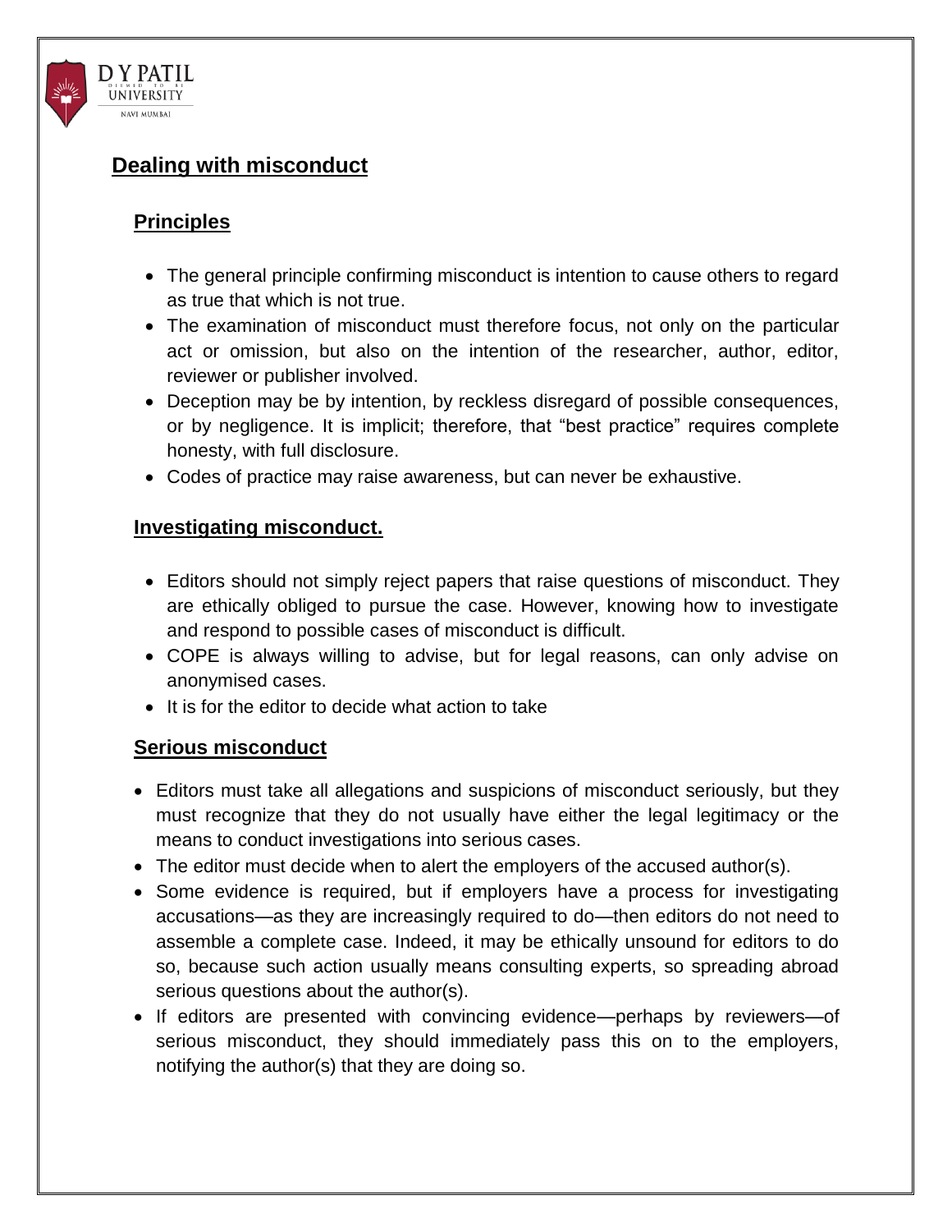## Dealing with misconduct

### Principles

- The general principle confirming misconduct is intention to cause others to regard as true that which is not true.
- The examination of misconduct must therefore focus, not only on the particular act or omission, but also on the intention of the researcher, author, editor, reviewer or publisher involved.
- Deception may be by intention, by reckless disregard of possible consequences, or by negligence. It is implicit; therefore, that "best practice" requires complete honesty, with full disclosure.
- Codes of practice may raise awareness, but can never be exhaustive.

### Investigating misconduct.

- Editors should not simply reject papers that raise questions of misconduct. They are ethically obliged to pursue the case. However, knowing how to investigate and respond to possible cases of misconduct is difficult.
- COPE is always willing to advise, but for legal reasons, can only advise on anonymised cases.
- It is for the editor to decide what action to take

### Serious misconduct

- Editors must take all allegations and suspicions of misconduct seriously, but they must recognize that they do not usually have either the legal legitimacy or the means to conduct investigations into serious cases.
- The editor must decide when to alert the employers of the accused author(s).
- Some evidence is required, but if employers have a process for investigating accusations—as they are increasingly required to do—then editors do not need to assemble a complete case. Indeed, it may be ethically unsound for editors to do so, because such action usually means consulting experts, so spreading abroad serious questions about the author(s).
- If editors are presented with convincing evidence—perhaps by reviewers—of serious misconduct, they should immediately pass this on to the employers, notifying the author(s) that they are doing so.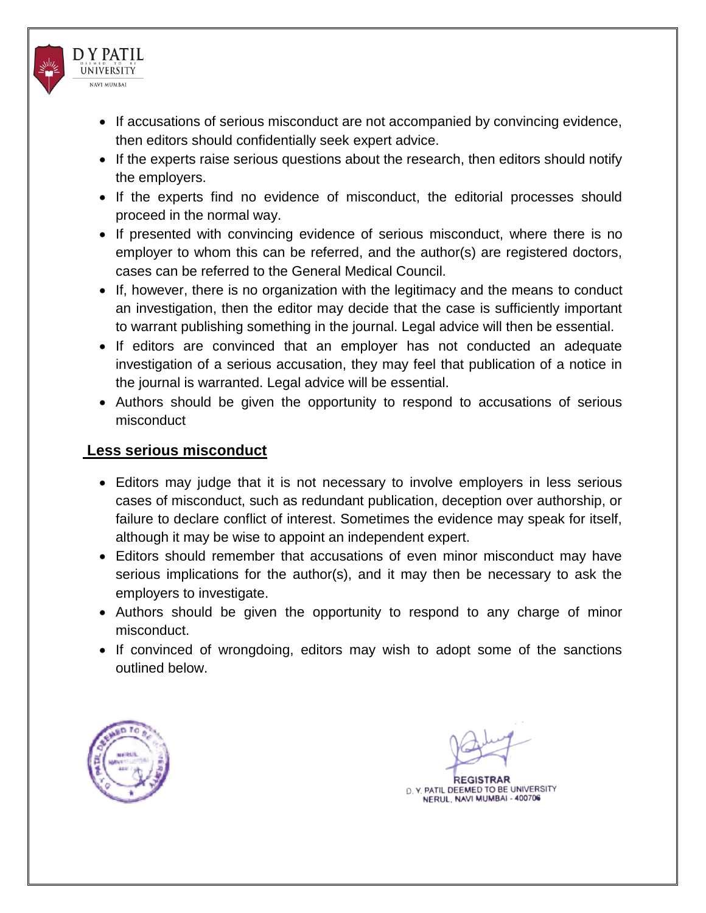- If accusations of serious misconduct are not accompanied by convincing evidence, then editors should confidentially seek expert advice.
- If the experts raise serious questions about the research, then editors should notify the employers.
- If the experts find no evidence of misconduct, the editorial processes should proceed in the normal way.
- If presented with convincing evidence of serious misconduct, where there is no employer to whom this can be referred, and the author(s) are registered doctors, cases can be referred to the General Medical Council.
- If, however, there is no organization with the legitimacy and the means to conduct an investigation, then the editor may decide that the case is sufficiently important to warrant publishing something in the journal. Legal advice will then be essential.
- If editors are convinced that an employer has not conducted an adequate investigation of a serious accusation, they may feel that publication of a notice in the journal is warranted. Legal advice will be essential.
- Authors should be given the opportunity to respond to accusations of serious misconduct

## Less serious misconduct

- Editors may judge that it is not necessary to involve employers in less serious cases of misconduct, such as redundant publication, deception over authorship, or failure to declare conflict of interest. Sometimes the evidence may speak for itself, although it may be wise to appoint an independent expert.
- Editors should remember that accusations of even minor misconduct may have serious implications for the author(s), and it may then be necessary to ask the employers to investigate.
- Authors should be given the opportunity to respond to any charge of minor misconduct.
- If convinced of wrongdoing, editors may wish to adopt some of the sanctions outlined below.

REGISTRAR
D. Y. PATIL DEEMED TO BE UNIVERSITY
NERUL, NAVI MUMBAI - 400706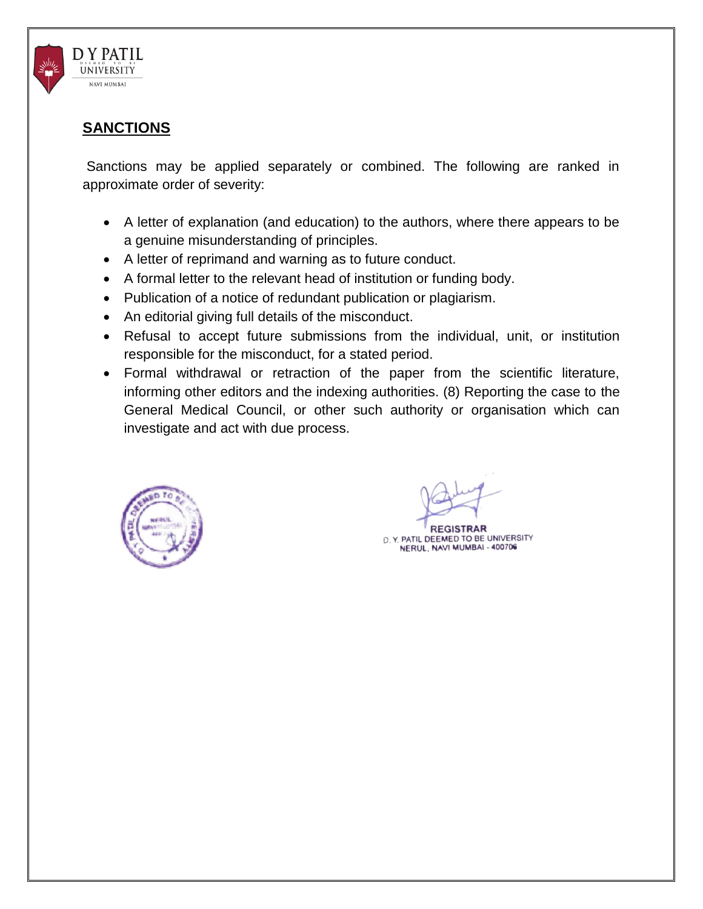## SANCTIONS

Sanctions may be applied separately or combined. The following are ranked in approximate order of severity:

- A letter of explanation (and education) to the authors, where there appears to be a genuine misunderstanding of principles.
- A letter of reprimand and warning as to future conduct.
- A formal letter to the relevant head of institution or funding body.
- Publication of a notice of redundant publication or plagiarism.
- An editorial giving full details of the misconduct.
- Refusal to accept future submissions from the individual, unit, or institution responsible for the misconduct, for a stated period.
- Formal withdrawal or retraction of the paper from the scientific literature, informing other editors and the indexing authorities. (8) Reporting the case to the General Medical Council, or other such authority or organisation which can investigate and act with due process.

REGISTRAR
D. Y. PATIL DEEMED TO BE UNIVERSITY
NERUL, NAVI MUMBAI - 400706